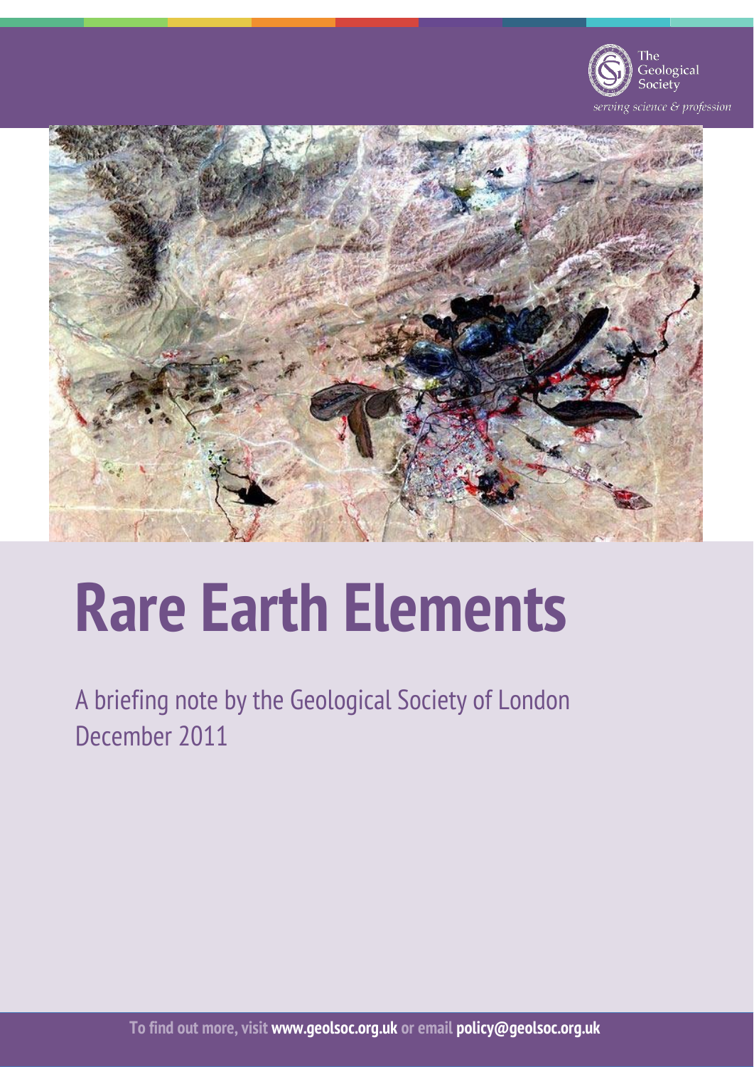The Geological Society

*serving science & profession*

# Rare Earth Elements

A briefing note by the Geological Society of London
December 2011

**To find out more, visit www.geolsoc.org.uk or email policy@geolsoc.org.uk**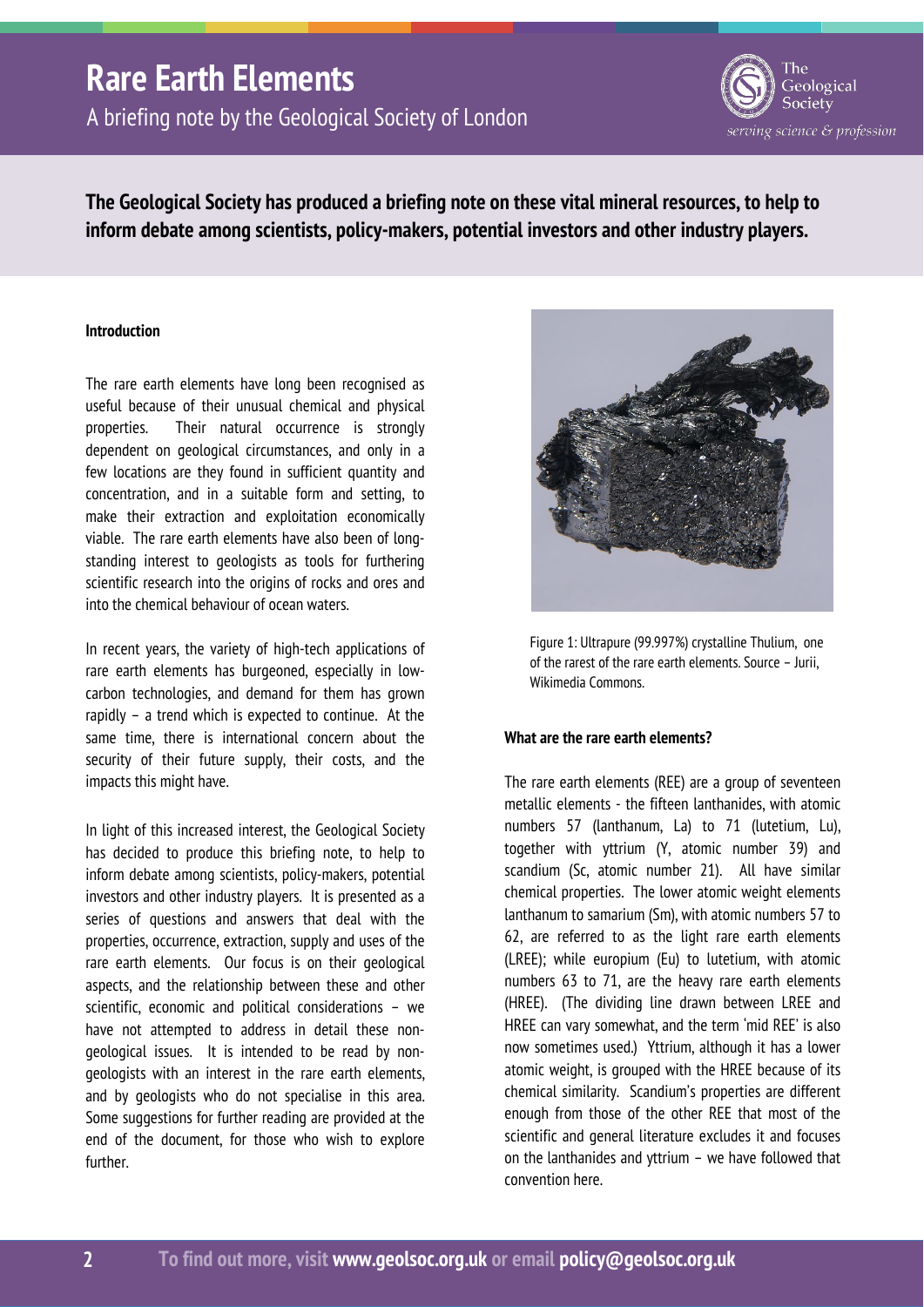# Rare Earth Elements

A briefing note by the Geological Society of London

**The Geological Society has produced a briefing note on these vital mineral resources, to help to inform debate among scientists, policy-makers, potential investors and other industry players.**

**Introduction**

The rare earth elements have long been recognised as useful because of their unusual chemical and physical properties. Their natural occurrence is strongly dependent on geological circumstances, and only in a few locations are they found in sufficient quantity and concentration, and in a suitable form and setting, to make their extraction and exploitation economically viable. The rare earth elements have also been of long-standing interest to geologists as tools for furthering scientific research into the origins of rocks and ores and into the chemical behaviour of ocean waters.

In recent years, the variety of high-tech applications of rare earth elements has burgeoned, especially in low-carbon technologies, and demand for them has grown rapidly – a trend which is expected to continue. At the same time, there is international concern about the security of their future supply, their costs, and the impacts this might have.

In light of this increased interest, the Geological Society has decided to produce this briefing note, to help to inform debate among scientists, policy-makers, potential investors and other industry players. It is presented as a series of questions and answers that deal with the properties, occurrence, extraction, supply and uses of the rare earth elements. Our focus is on their geological aspects, and the relationship between these and other scientific, economic and political considerations – we have not attempted to address in detail these non-geological issues. It is intended to be read by non-geologists with an interest in the rare earth elements, and by geologists who do not specialise in this area. Some suggestions for further reading are provided at the end of the document, for those who wish to explore further.

Figure 1: Ultrapure (99.997%) crystalline Thulium, one of the rarest of the rare earth elements. Source – Jurii, Wikimedia Commons.

**What are the rare earth elements?**

The rare earth elements (REE) are a group of seventeen metallic elements - the fifteen lanthanides, with atomic numbers 57 (lanthanum, La) to 71 (lutetium, Lu), together with yttrium (Y, atomic number 39) and scandium (Sc, atomic number 21). All have similar chemical properties. The lower atomic weight elements lanthanum to samarium (Sm), with atomic numbers 57 to 62, are referred to as the light rare earth elements (LREE); while europium (Eu) to lutetium, with atomic numbers 63 to 71, are the heavy rare earth elements (HREE). (The dividing line drawn between LREE and HREE can vary somewhat, and the term 'mid REE' is also now sometimes used.) Yttrium, although it has a lower atomic weight, is grouped with the HREE because of its chemical similarity. Scandium's properties are different enough from those of the other REE that most of the scientific and general literature excludes it and focuses on the lanthanides and yttrium – we have followed that convention here.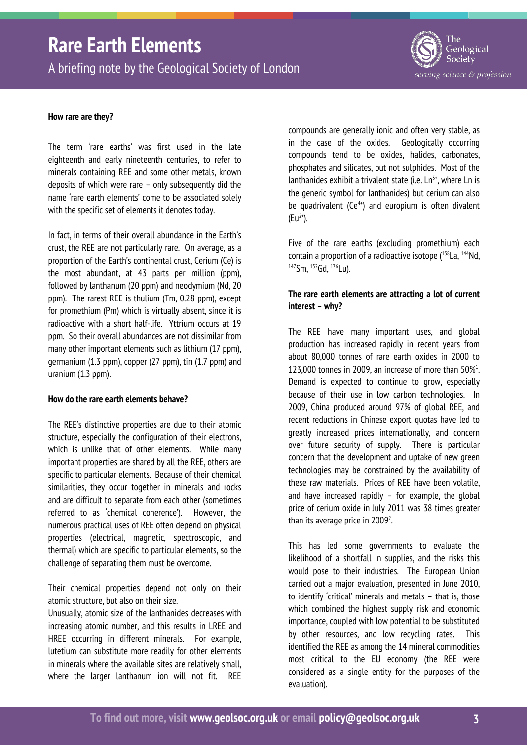### How rare are they?

The term 'rare earths' was first used in the late eighteenth and early nineteenth centuries, to refer to minerals containing REE and some other metals, known deposits of which were rare – only subsequently did the name 'rare earth elements' come to be associated solely with the specific set of elements it denotes today.

In fact, in terms of their overall abundance in the Earth's crust, the REE are not particularly rare. On average, as a proportion of the Earth's continental crust, Cerium (Ce) is the most abundant, at 43 parts per million (ppm), followed by lanthanum (20 ppm) and neodymium (Nd, 20 ppm). The rarest REE is thulium (Tm, 0.28 ppm), except for promethium (Pm) which is virtually absent, since it is radioactive with a short half-life. Yttrium occurs at 19 ppm. So their overall abundances are not dissimilar from many other important elements such as lithium (17 ppm), germanium (1.3 ppm), copper (27 ppm), tin (1.7 ppm) and uranium (1.3 ppm).

### How do the rare earth elements behave?

The REE's distinctive properties are due to their atomic structure, especially the configuration of their electrons, which is unlike that of other elements. While many important properties are shared by all the REE, others are specific to particular elements. Because of their chemical similarities, they occur together in minerals and rocks and are difficult to separate from each other (sometimes referred to as 'chemical coherence'). However, the numerous practical uses of REE often depend on physical properties (electrical, magnetic, spectroscopic, and thermal) which are specific to particular elements, so the challenge of separating them must be overcome.

Their chemical properties depend not only on their atomic structure, but also on their size.

Unusually, atomic size of the lanthanides decreases with increasing atomic number, and this results in LREE and HREE occurring in different minerals. For example, lutetium can substitute more readily for other elements in minerals where the available sites are relatively small, where the larger lanthanum ion will not fit. REE compounds are generally ionic and often very stable, as in the case of the oxides. Geologically occurring compounds tend to be oxides, halides, carbonates, phosphates and silicates, but not sulphides. Most of the lanthanides exhibit a trivalent state (i.e. $Ln^{3+}$, where Ln is the generic symbol for lanthanides) but cerium can also be quadrivalent ($Ce^{4+}$) and europium is often divalent ($Eu^{2+}$).

Five of the rare earths (excluding promethium) each contain a proportion of a radioactive isotope ($^{138}La$, $^{144}Nd$, $^{147}Sm$, $^{152}Gd$, $^{176}Lu$).

### The rare earth elements are attracting a lot of current interest – why?

The REE have many important uses, and global production has increased rapidly in recent years from about 80,000 tonnes of rare earth oxides in 2000 to 123,000 tonnes in 2009, an increase of more than 50%[1]. Demand is expected to continue to grow, especially because of their use in low carbon technologies. In 2009, China produced around 97% of global REE, and recent reductions in Chinese export quotas have led to greatly increased prices internationally, and concern over future security of supply. There is particular concern that the development and uptake of new green technologies may be constrained by the availability of these raw materials. Prices of REE have been volatile, and have increased rapidly – for example, the global price of cerium oxide in July 2011 was 38 times greater than its average price in 2009[2].

This has led some governments to evaluate the likelihood of a shortfall in supplies, and the risks this would pose to their industries. The European Union carried out a major evaluation, presented in June 2010, to identify 'critical' minerals and metals – that is, those which combined the highest supply risk and economic importance, coupled with low potential to be substituted by other resources, and low recycling rates. This identified the REE as among the 14 mineral commodities most critical to the EU economy (the REE were considered as a single entity for the purposes of the evaluation).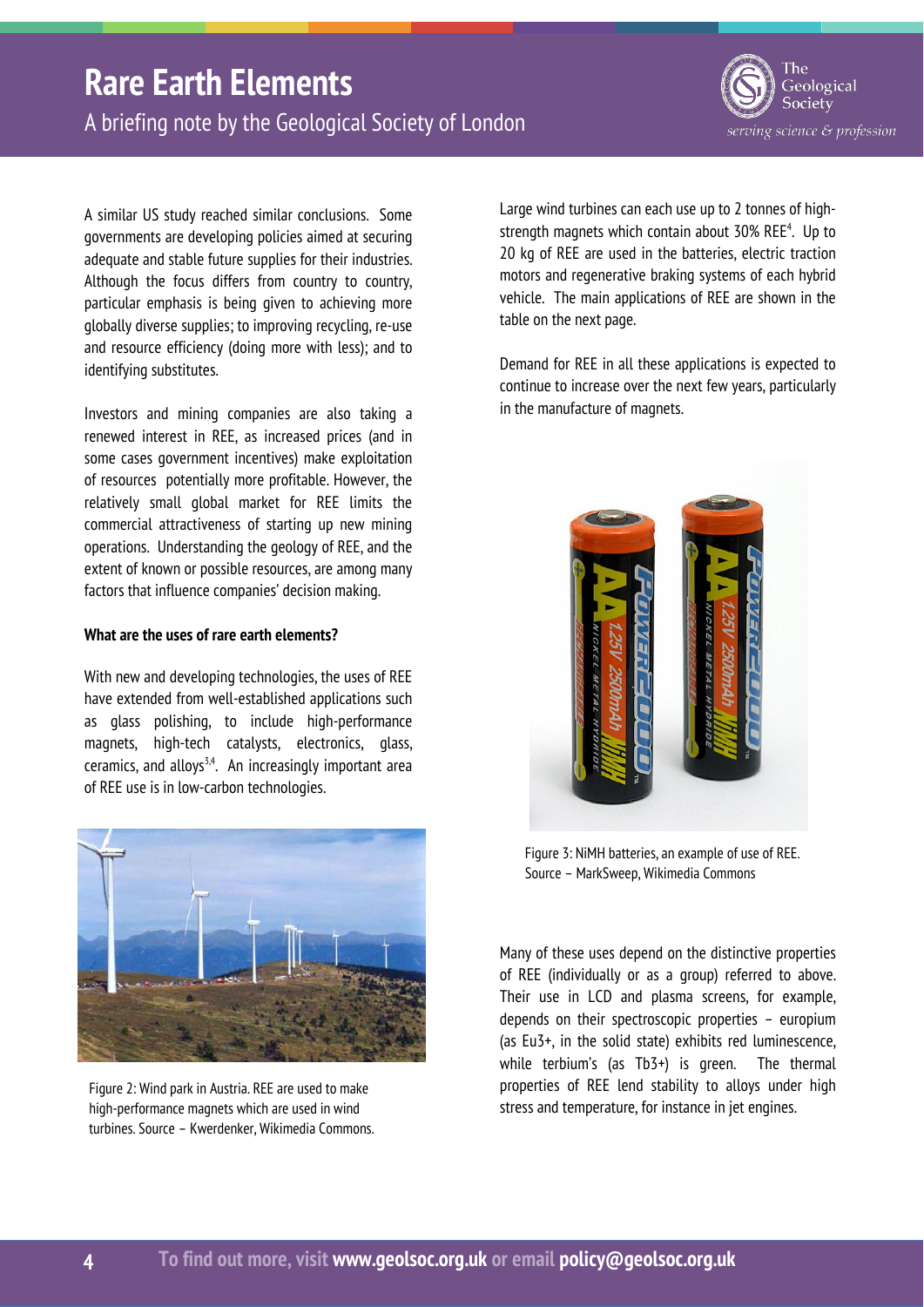A similar US study reached similar conclusions. Some governments are developing policies aimed at securing adequate and stable future supplies for their industries. Although the focus differs from country to country, particular emphasis is being given to achieving more globally diverse supplies; to improving recycling, re-use and resource efficiency (doing more with less); and to identifying substitutes.

Investors and mining companies are also taking a renewed interest in REE, as increased prices (and in some cases government incentives) make exploitation of resources potentially more profitable. However, the relatively small global market for REE limits the commercial attractiveness of starting up new mining operations. Understanding the geology of REE, and the extent of known or possible resources, are among many factors that influence companies' decision making.

**What are the uses of rare earth elements?**

With new and developing technologies, the uses of REE have extended from well-established applications such as glass polishing, to include high-performance magnets, high-tech catalysts, electronics, glass, ceramics, and alloys[3,4]. An increasingly important area of REE use is in low-carbon technologies.

Figure 2: Wind park in Austria. REE are used to make high-performance magnets which are used in wind turbines. Source – Kwerdenker, Wikimedia Commons.

Large wind turbines can each use up to 2 tonnes of high-strength magnets which contain about 30% REE[4]. Up to 20 kg of REE are used in the batteries, electric traction motors and regenerative braking systems of each hybrid vehicle. The main applications of REE are shown in the table on the next page.

Demand for REE in all these applications is expected to continue to increase over the next few years, particularly in the manufacture of magnets.

Figure 3: NiMH batteries, an example of use of REE. Source – MarkSweep, Wikimedia Commons

Many of these uses depend on the distinctive properties of REE (individually or as a group) referred to above. Their use in LCD and plasma screens, for example, depends on their spectroscopic properties – europium (as $Eu^{3+}$, in the solid state) exhibits red luminescence, while terbium's (as $Tb^{3+}$) is green. The thermal properties of REE lend stability to alloys under high stress and temperature, for instance in jet engines.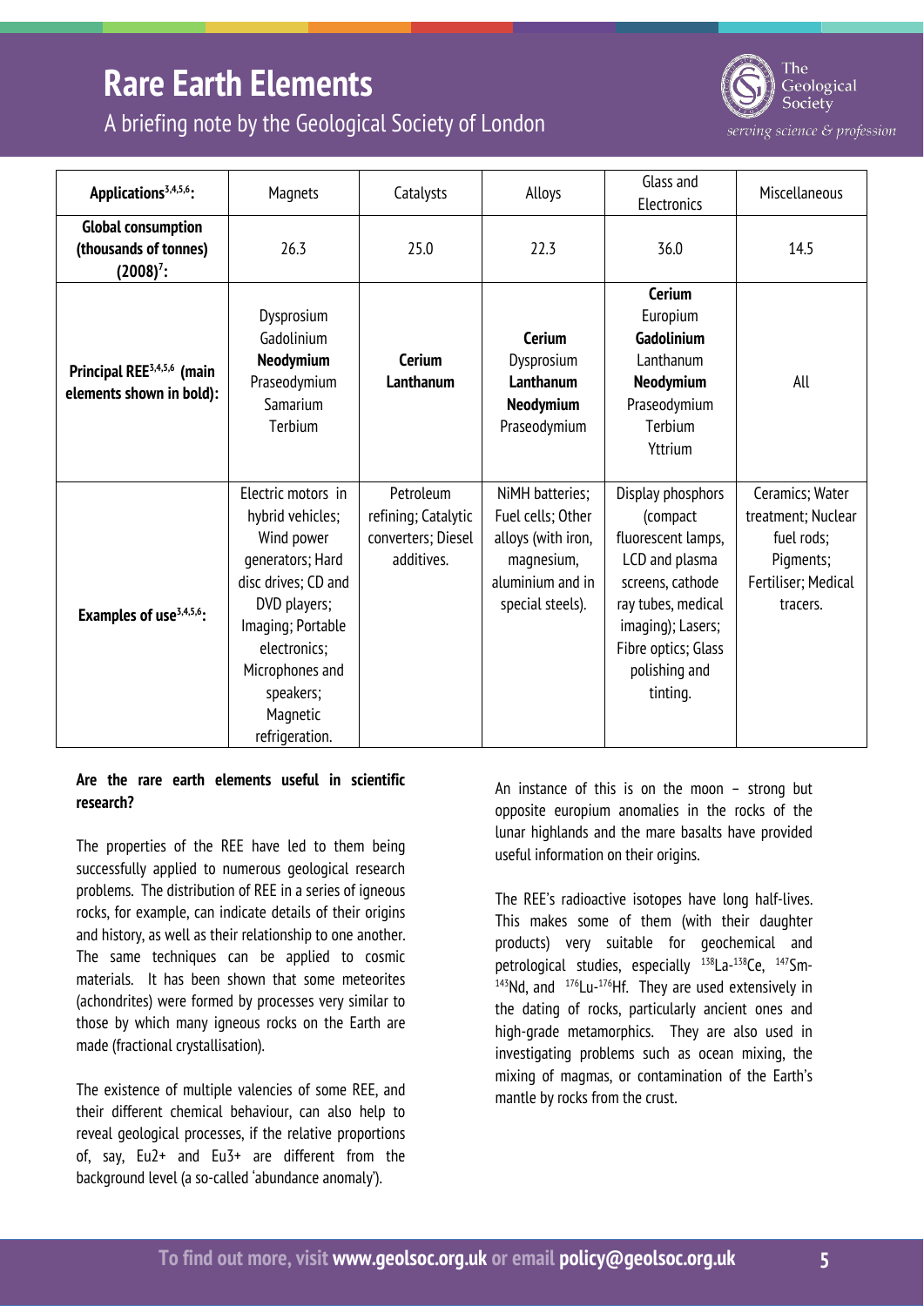| Applications[3,4,5,6]: | Magnets | Catalysts | Alloys | Glass and Electronics | Miscellaneous |
|---|---|---|---|---|---|
| **Global consumption (thousands of tonnes) (2008)[7]:** | 26.3 | 25.0 | 22.3 | 36.0 | 14.5 |
| **Principal REE[3,4,5,6] (main elements shown in bold):** | Dysprosium<br>Gadolinium<br>**Neodymium**<br>Praseodymium<br>Samarium<br>Terbium | **Cerium**<br>**Lanthanum** | **Cerium**<br>Dysprosium<br>**Lanthanum**<br>**Neodymium**<br>Praseodymium | **Cerium**<br>Europium<br>**Gadolinium**<br>Lanthanum<br>**Neodymium**<br>Praseodymium<br>Terbium<br>Yttrium | All |
| **Examples of use[3,4,5,6]:** | Electric motors in hybrid vehicles; Wind power generators; Hard disc drives; CD and DVD players; Imaging; Portable electronics; Microphones and speakers; Magnetic refrigeration. | Petroleum refining; Catalytic converters; Diesel additives. | NiMH batteries; Fuel cells; Other alloys (with iron, magnesium, aluminium and in special steels). | Display phosphors (compact fluorescent lamps, LCD and plasma screens, cathode ray tubes, medical imaging); Lasers; Fibre optics; Glass polishing and tinting. | Ceramics; Water treatment; Nuclear fuel rods; Pigments; Fertiliser; Medical tracers. |

**Are the rare earth elements useful in scientific research?**

The properties of the REE have led to them being successfully applied to numerous geological research problems. The distribution of REE in a series of igneous rocks, for example, can indicate details of their origins and history, as well as their relationship to one another. The same techniques can be applied to cosmic materials. It has been shown that some meteorites (achondrites) were formed by processes very similar to those by which many igneous rocks on the Earth are made (fractional crystallisation).

The existence of multiple valencies of some REE, and their different chemical behaviour, can also help to reveal geological processes, if the relative proportions of, say, $Eu^{2+}$ and $Eu^{3+}$ are different from the background level (a so-called 'abundance anomaly').

An instance of this is on the moon – strong but opposite europium anomalies in the rocks of the lunar highlands and the mare basalts have provided useful information on their origins.

The REE's radioactive isotopes have long half-lives. This makes some of them (with their daughter products) very suitable for geochemical and petrological studies, especially $^{138}$La-$^{138}$Ce, $^{147}$Sm-$^{143}$Nd, and $^{176}$Lu-$^{176}$Hf. They are used extensively in the dating of rocks, particularly ancient ones and high-grade metamorphics. They are also used in investigating problems such as ocean mixing, the mixing of magmas, or contamination of the Earth's mantle by rocks from the crust.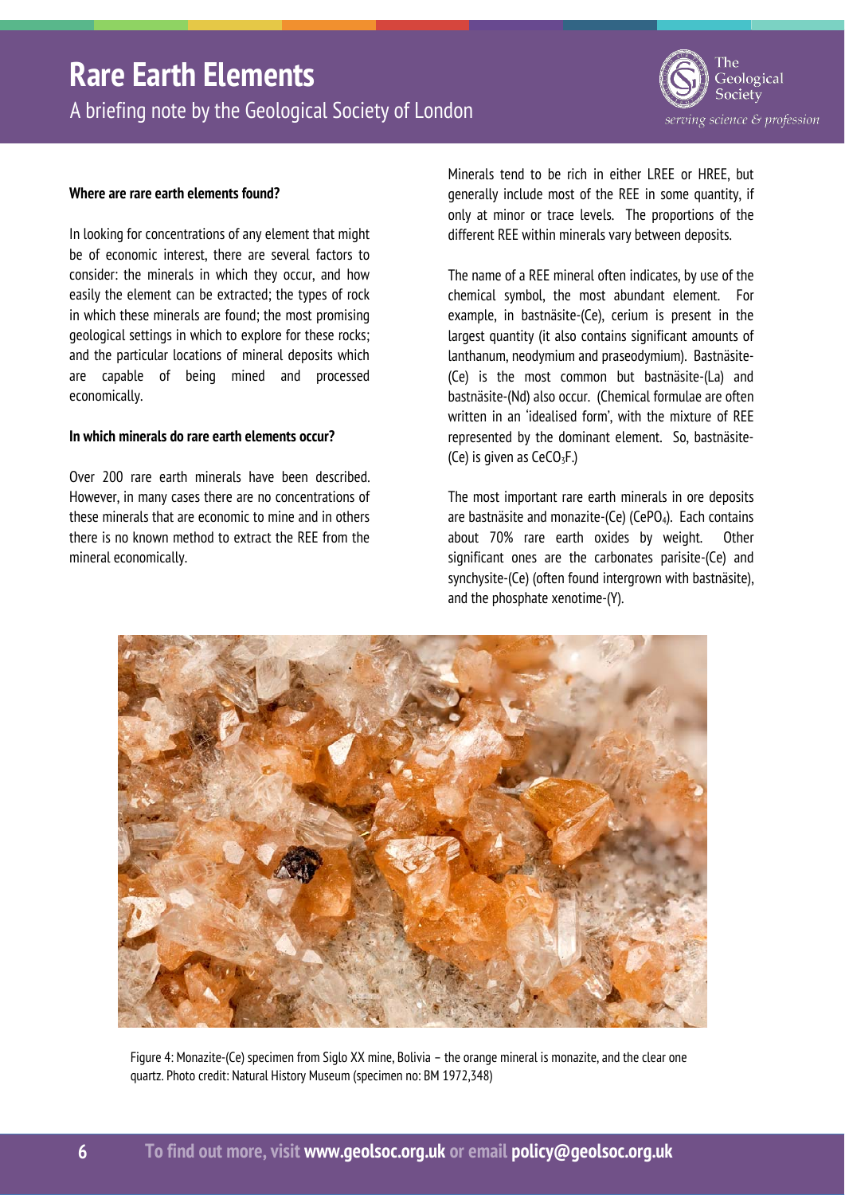### Where are rare earth elements found?

In looking for concentrations of any element that might be of economic interest, there are several factors to consider: the minerals in which they occur, and how easily the element can be extracted; the types of rock in which these minerals are found; the most promising geological settings in which to explore for these rocks; and the particular locations of mineral deposits which are capable of being mined and processed economically.

### In which minerals do rare earth elements occur?

Over 200 rare earth minerals have been described. However, in many cases there are no concentrations of these minerals that are economic to mine and in others there is no known method to extract the REE from the mineral economically.

Minerals tend to be rich in either LREE or HREE, but generally include most of the REE in some quantity, if only at minor or trace levels. The proportions of the different REE within minerals vary between deposits.

The name of a REE mineral often indicates, by use of the chemical symbol, the most abundant element. For example, in bastnäsite-(Ce), cerium is present in the largest quantity (it also contains significant amounts of lanthanum, neodymium and praseodymium). Bastnäsite-(Ce) is the most common but bastnäsite-(La) and bastnäsite-(Nd) also occur. (Chemical formulae are often written in an 'idealised form', with the mixture of REE represented by the dominant element. So, bastnäsite-(Ce) is given as $CeCO_3F$.)

The most important rare earth minerals in ore deposits are bastnäsite and monazite-(Ce) ($CePO_4$). Each contains about 70% rare earth oxides by weight. Other significant ones are the carbonates parisite-(Ce) and synchysite-(Ce) (often found intergrown with bastnäsite), and the phosphate xenotime-(Y).

Figure 4: Monazite-(Ce) specimen from Siglo XX mine, Bolivia – the orange mineral is monazite, and the clear one quartz. Photo credit: Natural History Museum (specimen no: BM 1972,348)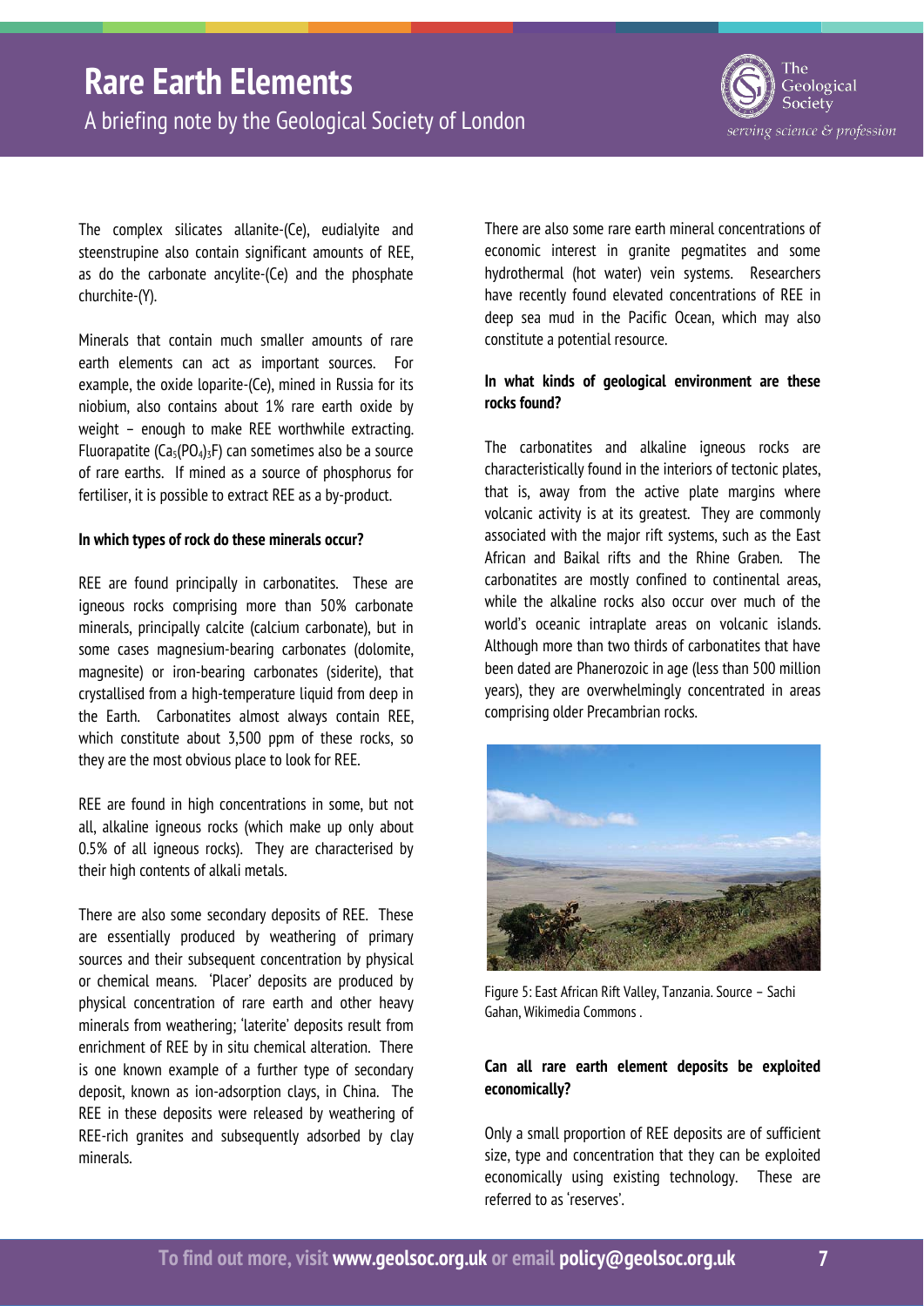The complex silicates allanite-(Ce), eudialyite and steenstrupine also contain significant amounts of REE, as do the carbonate ancylite-(Ce) and the phosphate churchite-(Y).

Minerals that contain much smaller amounts of rare earth elements can act as important sources. For example, the oxide loparite-(Ce), mined in Russia for its niobium, also contains about 1% rare earth oxide by weight – enough to make REE worthwhile extracting. Fluorapatite ($Ca_5(PO_4)_3F$) can sometimes also be a source of rare earths. If mined as a source of phosphorus for fertiliser, it is possible to extract REE as a by-product.

**In which types of rock do these minerals occur?**

REE are found principally in carbonatites. These are igneous rocks comprising more than 50% carbonate minerals, principally calcite (calcium carbonate), but in some cases magnesium-bearing carbonates (dolomite, magnesite) or iron-bearing carbonates (siderite), that crystallised from a high-temperature liquid from deep in the Earth. Carbonatites almost always contain REE, which constitute about 3,500 ppm of these rocks, so they are the most obvious place to look for REE.

REE are found in high concentrations in some, but not all, alkaline igneous rocks (which make up only about 0.5% of all igneous rocks). They are characterised by their high contents of alkali metals.

There are also some secondary deposits of REE. These are essentially produced by weathering of primary sources and their subsequent concentration by physical or chemical means. 'Placer' deposits are produced by physical concentration of rare earth and other heavy minerals from weathering; 'laterite' deposits result from enrichment of REE by in situ chemical alteration. There is one known example of a further type of secondary deposit, known as ion-adsorption clays, in China. The REE in these deposits were released by weathering of REE-rich granites and subsequently adsorbed by clay minerals.

There are also some rare earth mineral concentrations of economic interest in granite pegmatites and some hydrothermal (hot water) vein systems. Researchers have recently found elevated concentrations of REE in deep sea mud in the Pacific Ocean, which may also constitute a potential resource.

**In what kinds of geological environment are these rocks found?**

The carbonatites and alkaline igneous rocks are characteristically found in the interiors of tectonic plates, that is, away from the active plate margins where volcanic activity is at its greatest. They are commonly associated with the major rift systems, such as the East African and Baikal rifts and the Rhine Graben. The carbonatites are mostly confined to continental areas, while the alkaline rocks also occur over much of the world's oceanic intraplate areas on volcanic islands. Although more than two thirds of carbonatites that have been dated are Phanerozoic in age (less than 500 million years), they are overwhelmingly concentrated in areas comprising older Precambrian rocks.

Figure 5: East African Rift Valley, Tanzania. Source – Sachi Gahan, Wikimedia Commons .

**Can all rare earth element deposits be exploited economically?**

Only a small proportion of REE deposits are of sufficient size, type and concentration that they can be exploited economically using existing technology. These are referred to as 'reserves'.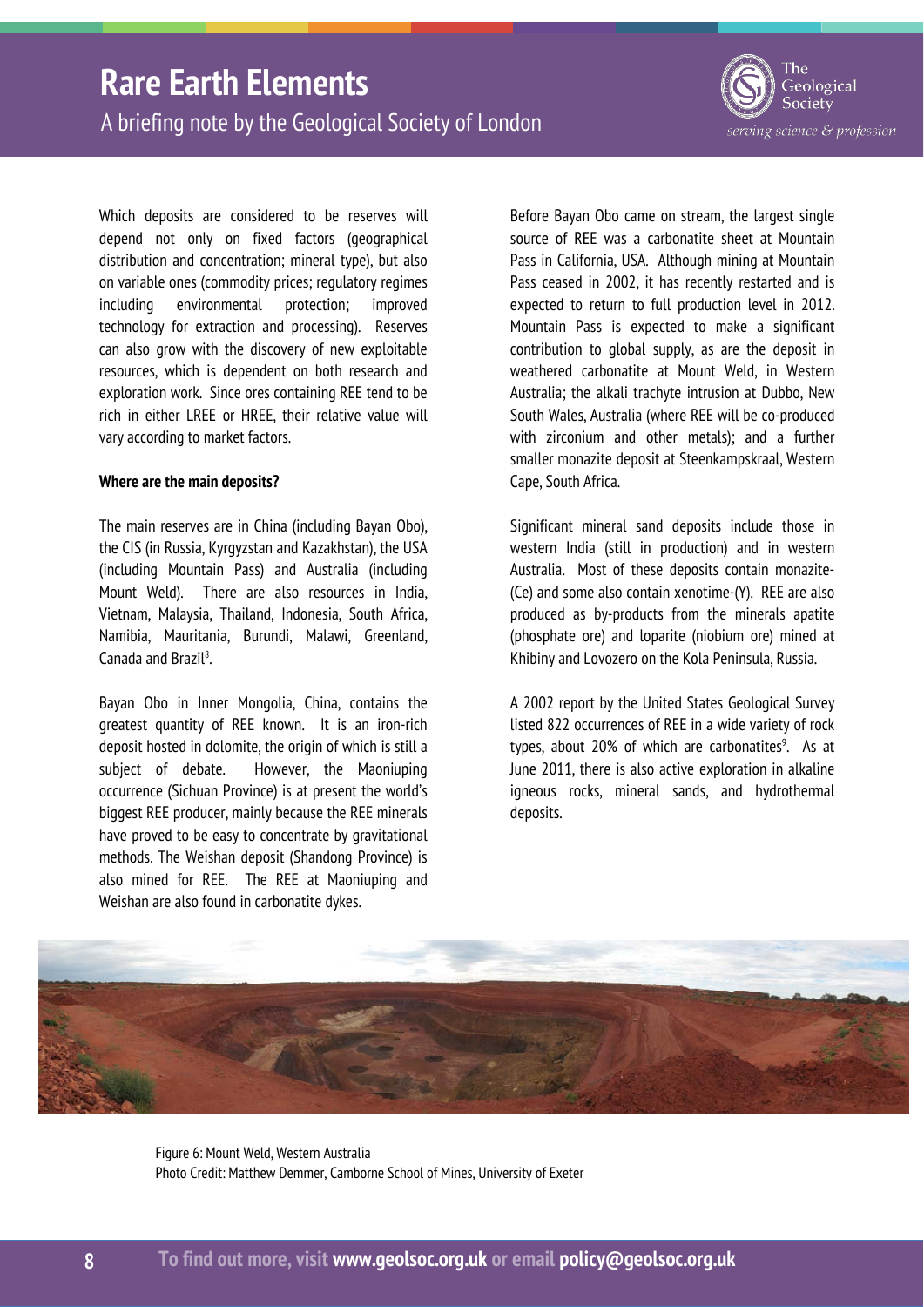Which deposits are considered to be reserves will depend not only on fixed factors (geographical distribution and concentration; mineral type), but also on variable ones (commodity prices; regulatory regimes including environmental protection; improved technology for extraction and processing). Reserves can also grow with the discovery of new exploitable resources, which is dependent on both research and exploration work. Since ores containing REE tend to be rich in either LREE or HREE, their relative value will vary according to market factors.

**Where are the main deposits?**

The main reserves are in China (including Bayan Obo), the CIS (in Russia, Kyrgyzstan and Kazakhstan), the USA (including Mountain Pass) and Australia (including Mount Weld). There are also resources in India, Vietnam, Malaysia, Thailand, Indonesia, South Africa, Namibia, Mauritania, Burundi, Malawi, Greenland, Canada and Brazil[8].

Bayan Obo in Inner Mongolia, China, contains the greatest quantity of REE known. It is an iron-rich deposit hosted in dolomite, the origin of which is still a subject of debate. However, the Maoniuping occurrence (Sichuan Province) is at present the world's biggest REE producer, mainly because the REE minerals have proved to be easy to concentrate by gravitational methods. The Weishan deposit (Shandong Province) is also mined for REE. The REE at Maoniuping and Weishan are also found in carbonatite dykes.

Before Bayan Obo came on stream, the largest single source of REE was a carbonatite sheet at Mountain Pass in California, USA. Although mining at Mountain Pass ceased in 2002, it has recently restarted and is expected to return to full production level in 2012. Mountain Pass is expected to make a significant contribution to global supply, as are the deposit in weathered carbonatite at Mount Weld, in Western Australia; the alkali trachyte intrusion at Dubbo, New South Wales, Australia (where REE will be co-produced with zirconium and other metals); and a further smaller monazite deposit at Steenkampskraal, Western Cape, South Africa.

Significant mineral sand deposits include those in western India (still in production) and in western Australia. Most of these deposits contain monazite-(Ce) and some also contain xenotime-(Y). REE are also produced as by-products from the minerals apatite (phosphate ore) and loparite (niobium ore) mined at Khibiny and Lovozero on the Kola Peninsula, Russia.

A 2002 report by the United States Geological Survey listed 822 occurrences of REE in a wide variety of rock types, about 20% of which are carbonatites[9]. As at June 2011, there is also active exploration in alkaline igneous rocks, mineral sands, and hydrothermal deposits.

Figure 6: Mount Weld, Western Australia
Photo Credit: Matthew Demmer, Camborne School of Mines, University of Exeter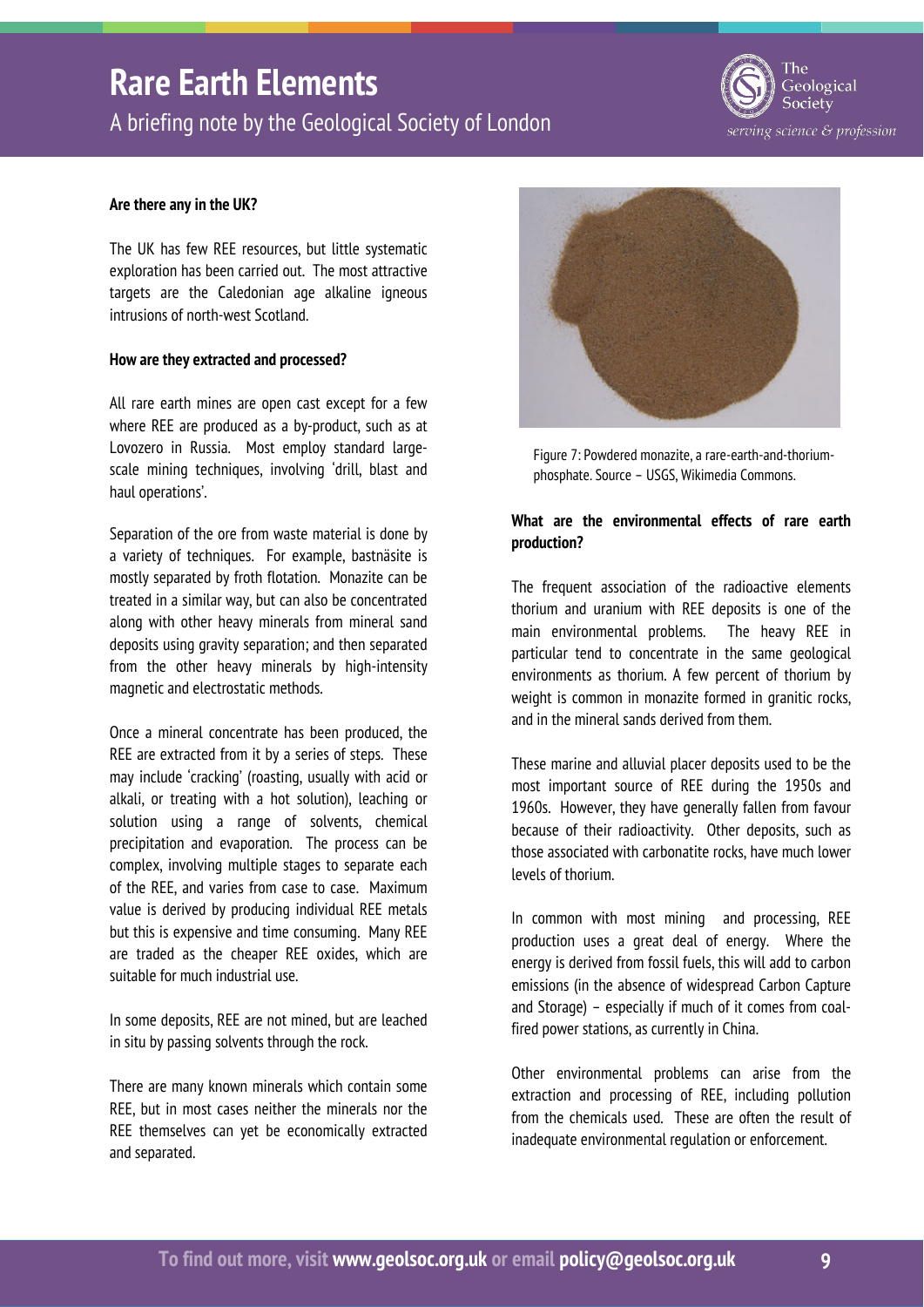**Are there any in the UK?**

The UK has few REE resources, but little systematic exploration has been carried out. The most attractive targets are the Caledonian age alkaline igneous intrusions of north-west Scotland.

**How are they extracted and processed?**

All rare earth mines are open cast except for a few where REE are produced as a by-product, such as at Lovozero in Russia. Most employ standard large-scale mining techniques, involving 'drill, blast and haul operations'.

Separation of the ore from waste material is done by a variety of techniques. For example, bastnäsite is mostly separated by froth flotation. Monazite can be treated in a similar way, but can also be concentrated along with other heavy minerals from mineral sand deposits using gravity separation; and then separated from the other heavy minerals by high-intensity magnetic and electrostatic methods.

Once a mineral concentrate has been produced, the REE are extracted from it by a series of steps. These may include 'cracking' (roasting, usually with acid or alkali, or treating with a hot solution), leaching or solution using a range of solvents, chemical precipitation and evaporation. The process can be complex, involving multiple stages to separate each of the REE, and varies from case to case. Maximum value is derived by producing individual REE metals but this is expensive and time consuming. Many REE are traded as the cheaper REE oxides, which are suitable for much industrial use.

In some deposits, REE are not mined, but are leached in situ by passing solvents through the rock.

There are many known minerals which contain some REE, but in most cases neither the minerals nor the REE themselves can yet be economically extracted and separated.

Figure 7: Powdered monazite, a rare-earth-and-thorium-phosphate. Source – USGS, Wikimedia Commons.

**What are the environmental effects of rare earth production?**

The frequent association of the radioactive elements thorium and uranium with REE deposits is one of the main environmental problems. The heavy REE in particular tend to concentrate in the same geological environments as thorium. A few percent of thorium by weight is common in monazite formed in granitic rocks, and in the mineral sands derived from them.

These marine and alluvial placer deposits used to be the most important source of REE during the 1950s and 1960s. However, they have generally fallen from favour because of their radioactivity. Other deposits, such as those associated with carbonatite rocks, have much lower levels of thorium.

In common with most mining and processing, REE production uses a great deal of energy. Where the energy is derived from fossil fuels, this will add to carbon emissions (in the absence of widespread Carbon Capture and Storage) – especially if much of it comes from coal-fired power stations, as currently in China.

Other environmental problems can arise from the extraction and processing of REE, including pollution from the chemicals used. These are often the result of inadequate environmental regulation or enforcement.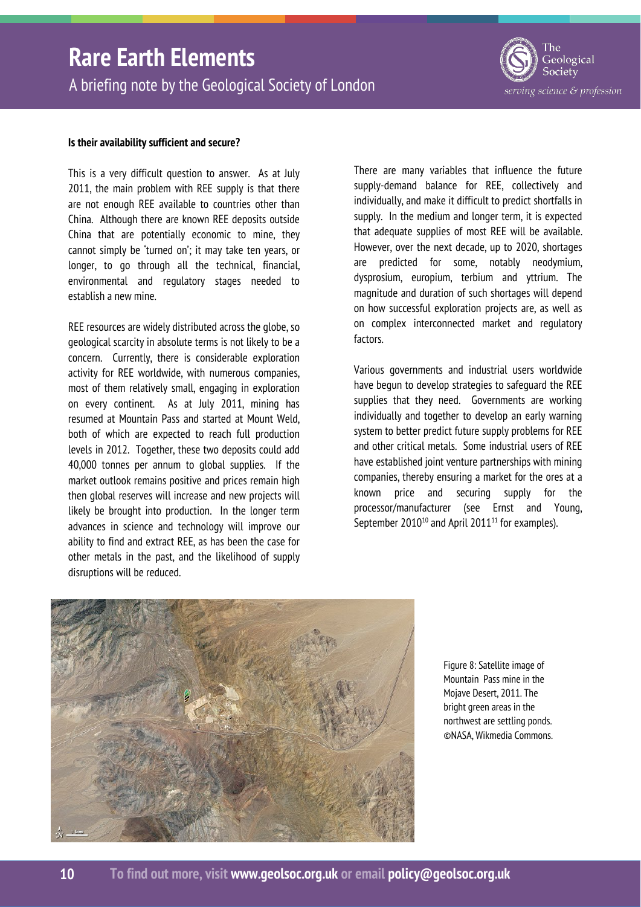**Is their availability sufficient and secure?**

This is a very difficult question to answer. As at July 2011, the main problem with REE supply is that there are not enough REE available to countries other than China. Although there are known REE deposits outside China that are potentially economic to mine, they cannot simply be 'turned on'; it may take ten years, or longer, to go through all the technical, financial, environmental and regulatory stages needed to establish a new mine.

REE resources are widely distributed across the globe, so geological scarcity in absolute terms is not likely to be a concern. Currently, there is considerable exploration activity for REE worldwide, with numerous companies, most of them relatively small, engaging in exploration on every continent. As at July 2011, mining has resumed at Mountain Pass and started at Mount Weld, both of which are expected to reach full production levels in 2012. Together, these two deposits could add 40,000 tonnes per annum to global supplies. If the market outlook remains positive and prices remain high then global reserves will increase and new projects will likely be brought into production. In the longer term advances in science and technology will improve our ability to find and extract REE, as has been the case for other metals in the past, and the likelihood of supply disruptions will be reduced.

There are many variables that influence the future supply-demand balance for REE, collectively and individually, and make it difficult to predict shortfalls in supply. In the medium and longer term, it is expected that adequate supplies of most REE will be available. However, over the next decade, up to 2020, shortages are predicted for some, notably neodymium, dysprosium, europium, terbium and yttrium. The magnitude and duration of such shortages will depend on how successful exploration projects are, as well as on complex interconnected market and regulatory factors.

Various governments and industrial users worldwide have begun to develop strategies to safeguard the REE supplies that they need. Governments are working individually and together to develop an early warning system to better predict future supply problems for REE and other critical metals. Some industrial users of REE have established joint venture partnerships with mining companies, thereby ensuring a market for the ores at a known price and securing supply for the processor/manufacturer (see Ernst and Young, September 2010[10] and April 2011[11] for examples).

Figure 8: Satellite image of Mountain Pass mine in the Mojave Desert, 2011. The bright green areas in the northwest are settling ponds. ©NASA, Wikmedia Commons.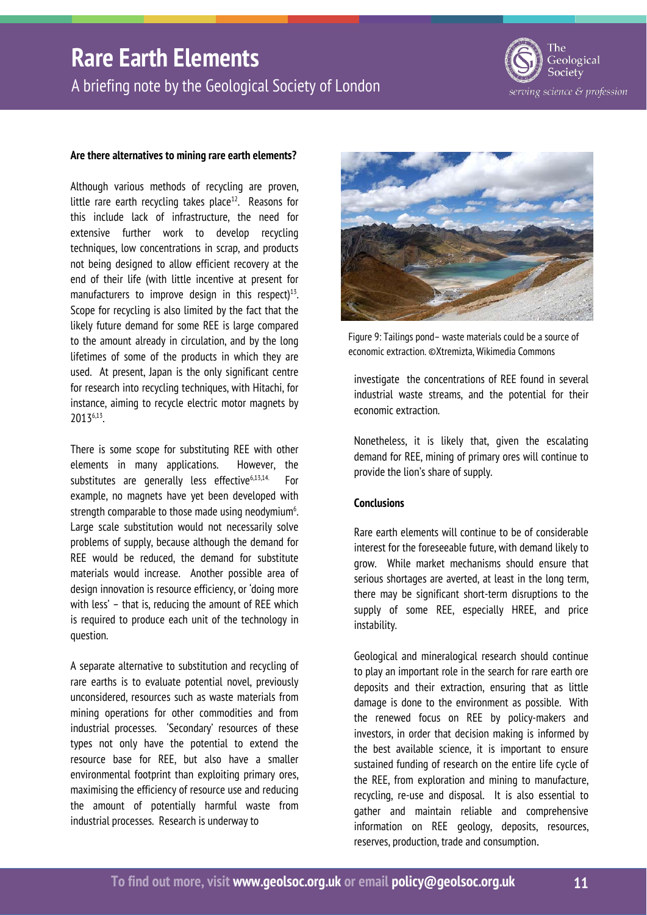### Are there alternatives to mining rare earth elements?

Although various methods of recycling are proven, little rare earth recycling takes place[12]. Reasons for this include lack of infrastructure, the need for extensive further work to develop recycling techniques, low concentrations in scrap, and products not being designed to allow efficient recovery at the end of their life (with little incentive at present for manufacturers to improve design in this respect)[13]. Scope for recycling is also limited by the fact that the likely future demand for some REE is large compared to the amount already in circulation, and by the long lifetimes of some of the products in which they are used. At present, Japan is the only significant centre for research into recycling techniques, with Hitachi, for instance, aiming to recycle electric motor magnets by 2013[6,13].

There is some scope for substituting REE with other elements in many applications. However, the substitutes are generally less effective[6,13,14]. For example, no magnets have yet been developed with strength comparable to those made using neodymium[6]. Large scale substitution would not necessarily solve problems of supply, because although the demand for REE would be reduced, the demand for substitute materials would increase. Another possible area of design innovation is resource efficiency, or 'doing more with less' – that is, reducing the amount of REE which is required to produce each unit of the technology in question.

A separate alternative to substitution and recycling of rare earths is to evaluate potential novel, previously unconsidered, resources such as waste materials from mining operations for other commodities and from industrial processes. 'Secondary' resources of these types not only have the potential to extend the resource base for REE, but also have a smaller environmental footprint than exploiting primary ores, maximising the efficiency of resource use and reducing the amount of potentially harmful waste from industrial processes. Research is underway to investigate the concentrations of REE found in several industrial waste streams, and the potential for their economic extraction.

Figure 9: Tailings pond– waste materials could be a source of economic extraction. ©Xtremizta, Wikimedia Commons

Nonetheless, it is likely that, given the escalating demand for REE, mining of primary ores will continue to provide the lion's share of supply.

### Conclusions

Rare earth elements will continue to be of considerable interest for the foreseeable future, with demand likely to grow. While market mechanisms should ensure that serious shortages are averted, at least in the long term, there may be significant short-term disruptions to the supply of some REE, especially HREE, and price instability.

Geological and mineralogical research should continue to play an important role in the search for rare earth ore deposits and their extraction, ensuring that as little damage is done to the environment as possible. With the renewed focus on REE by policy-makers and investors, in order that decision making is informed by the best available science, it is important to ensure sustained funding of research on the entire life cycle of the REE, from exploration and mining to manufacture, recycling, re-use and disposal. It is also essential to gather and maintain reliable and comprehensive information on REE geology, deposits, resources, reserves, production, trade and consumption.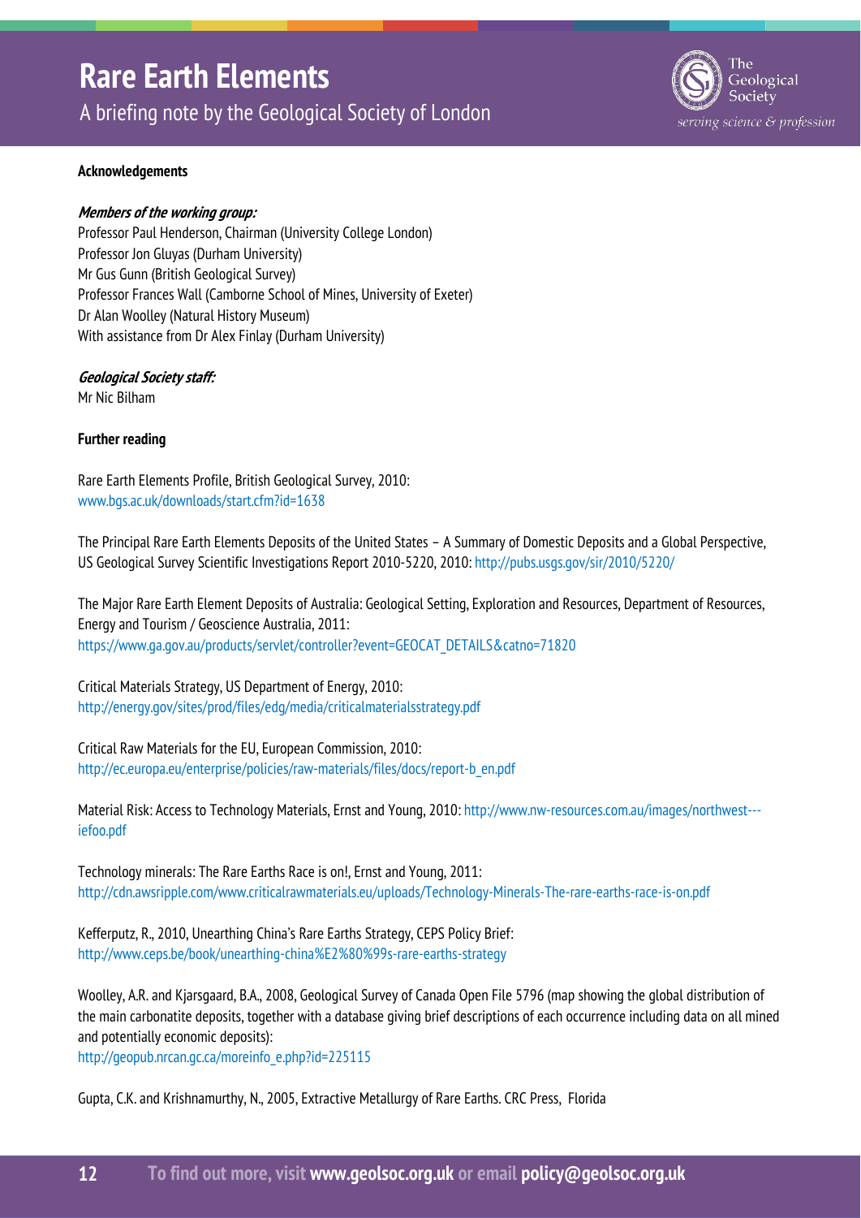**Acknowledgements**

***Members of the working group:***

Professor Paul Henderson, Chairman (University College London)
Professor Jon Gluyas (Durham University)
Mr Gus Gunn (British Geological Survey)
Professor Frances Wall (Camborne School of Mines, University of Exeter)
Dr Alan Woolley (Natural History Museum)
With assistance from Dr Alex Finlay (Durham University)

***Geological Society staff:***

Mr Nic Bilham

**Further reading**

Rare Earth Elements Profile, British Geological Survey, 2010: www.bgs.ac.uk/downloads/start.cfm?id=1638

The Principal Rare Earth Elements Deposits of the United States – A Summary of Domestic Deposits and a Global Perspective, US Geological Survey Scientific Investigations Report 2010-5220, 2010: http://pubs.usgs.gov/sir/2010/5220/

The Major Rare Earth Element Deposits of Australia: Geological Setting, Exploration and Resources, Department of Resources, Energy and Tourism / Geoscience Australia, 2011: https://www.ga.gov.au/products/servlet/controller?event=GEOCAT_DETAILS&catno=71820

Critical Materials Strategy, US Department of Energy, 2010: http://energy.gov/sites/prod/files/edg/media/criticalmaterialsstrategy.pdf

Critical Raw Materials for the EU, European Commission, 2010: http://ec.europa.eu/enterprise/policies/raw-materials/files/docs/report-b_en.pdf

Material Risk: Access to Technology Materials, Ernst and Young, 2010: http://www.nw-resources.com.au/images/northwest---iefoo.pdf

Technology minerals: The Rare Earths Race is on!, Ernst and Young, 2011: http://cdn.awsripple.com/www.criticalrawmaterials.eu/uploads/Technology-Minerals-The-rare-earths-race-is-on.pdf

Kefferputz, R., 2010, Unearthing China's Rare Earths Strategy, CEPS Policy Brief: http://www.ceps.be/book/unearthing-china%E2%80%99s-rare-earths-strategy

Woolley, A.R. and Kjarsgaard, B.A., 2008, Geological Survey of Canada Open File 5796 (map showing the global distribution of the main carbonatite deposits, together with a database giving brief descriptions of each occurrence including data on all mined and potentially economic deposits): http://geopub.nrcan.gc.ca/moreinfo_e.php?id=225115

Gupta, C.K. and Krishnamurthy, N., 2005, Extractive Metallurgy of Rare Earths. CRC Press, Florida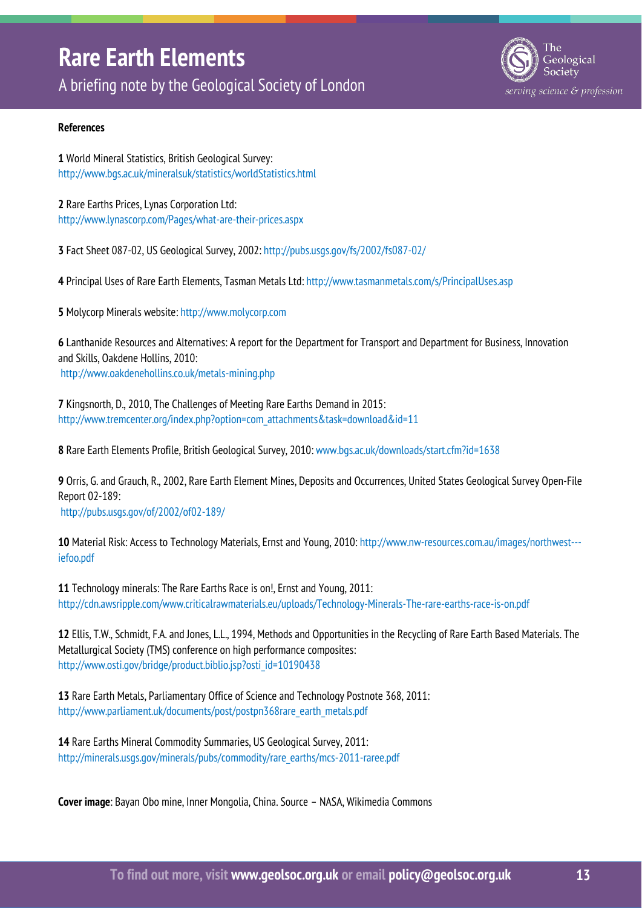**References**

**1** World Mineral Statistics, British Geological Survey:
http://www.bgs.ac.uk/mineralsuk/statistics/worldStatistics.html

**2** Rare Earths Prices, Lynas Corporation Ltd:
http://www.lynascorp.com/Pages/what-are-their-prices.aspx

**3** Fact Sheet 087-02, US Geological Survey, 2002: http://pubs.usgs.gov/fs/2002/fs087-02/

**4** Principal Uses of Rare Earth Elements, Tasman Metals Ltd: http://www.tasmanmetals.com/s/PrincipalUses.asp

**5** Molycorp Minerals website: http://www.molycorp.com

**6** Lanthanide Resources and Alternatives: A report for the Department for Transport and Department for Business, Innovation and Skills, Oakdene Hollins, 2010:
http://www.oakdenehollins.co.uk/metals-mining.php

**7** Kingsnorth, D., 2010, The Challenges of Meeting Rare Earths Demand in 2015:
http://www.tremcenter.org/index.php?option=com_attachments&task=download&id=11

**8** Rare Earth Elements Profile, British Geological Survey, 2010: www.bgs.ac.uk/downloads/start.cfm?id=1638

**9** Orris, G. and Grauch, R., 2002, Rare Earth Element Mines, Deposits and Occurrences, United States Geological Survey Open-File Report 02-189:
http://pubs.usgs.gov/of/2002/of02-189/

**10** Material Risk: Access to Technology Materials, Ernst and Young, 2010: http://www.nw-resources.com.au/images/northwest---iefoo.pdf

**11** Technology minerals: The Rare Earths Race is on!, Ernst and Young, 2011:
http://cdn.awsripple.com/www.criticalrawmaterials.eu/uploads/Technology-Minerals-The-rare-earths-race-is-on.pdf

**12** Ellis, T.W., Schmidt, F.A. and Jones, L.L., 1994, Methods and Opportunities in the Recycling of Rare Earth Based Materials. The Metallurgical Society (TMS) conference on high performance composites:
http://www.osti.gov/bridge/product.biblio.jsp?osti_id=10190438

**13** Rare Earth Metals, Parliamentary Office of Science and Technology Postnote 368, 2011:
http://www.parliament.uk/documents/post/postpn368rare_earth_metals.pdf

**14** Rare Earths Mineral Commodity Summaries, US Geological Survey, 2011:
http://minerals.usgs.gov/minerals/pubs/commodity/rare_earths/mcs-2011-raree.pdf

**Cover image**: Bayan Obo mine, Inner Mongolia, China. Source – NASA, Wikimedia Commons